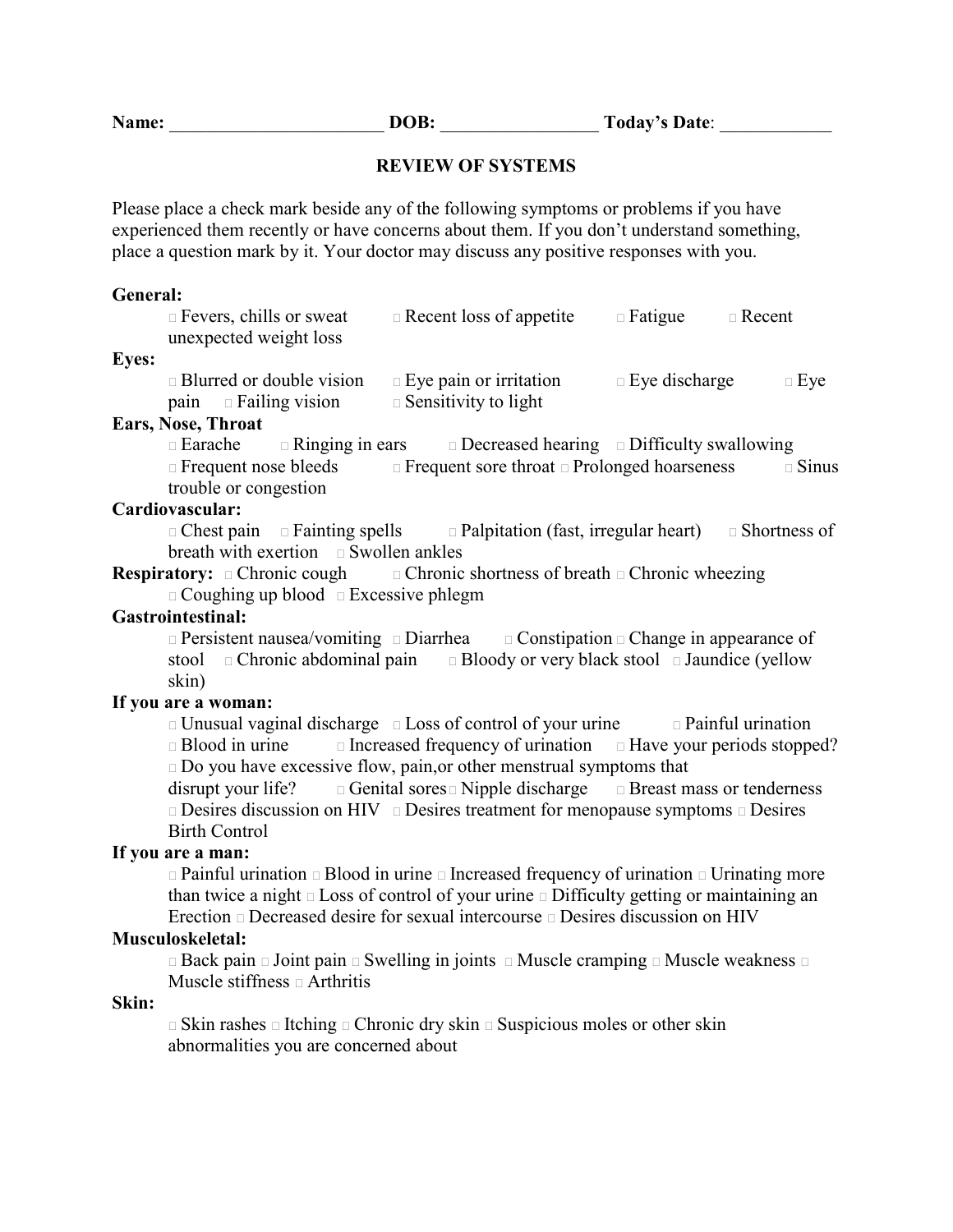**Name:** _______________________ **DOB:** ________________ **Today's Date**: ____________

**REVIEW OF SYSTEMS**

Please place a check mark beside any of the following symptoms or problems if you have experienced them recently or have concerns about them. If you don't understand something, place a question mark by it. Your doctor may discuss any positive responses with you.

**General:**

□ Fevers, chills or sweat □ Recent loss of appetite □ Fatigue □ Recent unexpected weight loss

**Eyes:**

□ Blurred or double vision □ Eye pain or irritation □ Eye discharge □ Eye pain □ Failing vision □ Sensitivity to light

**Ears, Nose, Throat**

□ Earache □ Ringing in ears □ Decreased hearing □ Difficulty swallowing □ Frequent nose bleeds □ Frequent sore throat □ Prolonged hoarseness □ Sinus trouble or congestion

**Cardiovascular:**

□ Chest pain □ Fainting spells □ Palpitation (fast, irregular heart) □ Shortness of breath with exertion □ Swollen ankles

**Respiratory:** □ Chronic cough □ Chronic shortness of breath □ Chronic wheezing □ Coughing up blood □ Excessive phlegm

**Gastrointestinal:**

□ Persistent nausea/vomiting □ Diarrhea □ Constipation □ Change in appearance of stool □ Chronic abdominal pain □ Bloody or very black stool □ Jaundice (yellow skin)

**If you are a woman:**

□ Unusual vaginal discharge □ Loss of control of your urine □ Painful urination □ Blood in urine □ Increased frequency of urination □ Have your periods stopped? □ Do you have excessive flow, pain,or other menstrual symptoms that disrupt your life? □ Genital sores □ Nipple discharge □ Breast mass or tenderness □ Desires discussion on HIV □ Desires treatment for menopause symptoms □ Desires Birth Control

**If you are a man:**

□ Painful urination □ Blood in urine □ Increased frequency of urination □ Urinating more than twice a night □ Loss of control of your urine □ Difficulty getting or maintaining an Erection □ Decreased desire for sexual intercourse □ Desires discussion on HIV

**Musculoskeletal:**

□ Back pain □ Joint pain □ Swelling in joints □ Muscle cramping □ Muscle weakness □ Muscle stiffness □ Arthritis

**Skin:**

□ Skin rashes □ Itching □ Chronic dry skin □ Suspicious moles or other skin abnormalities you are concerned about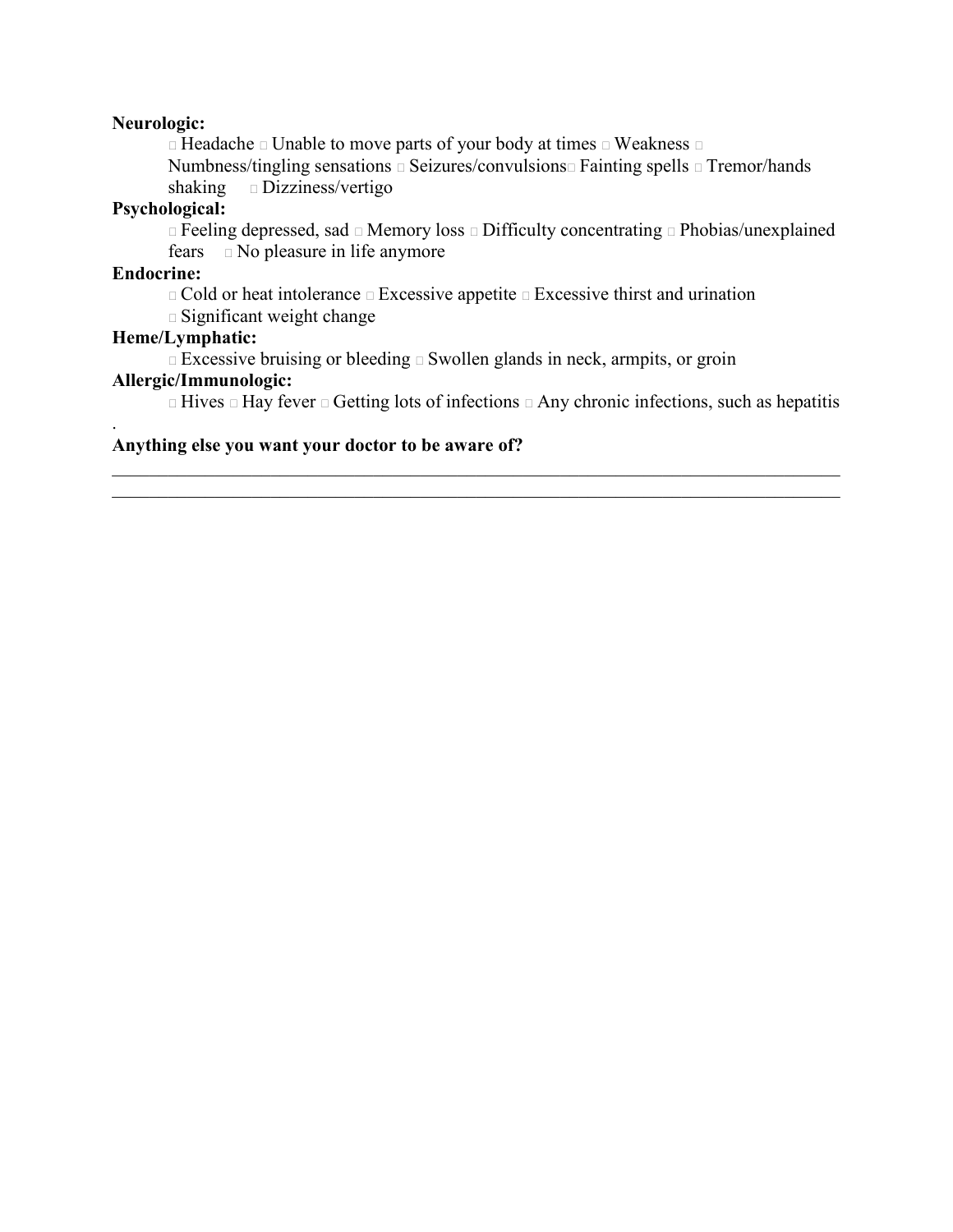**Neurologic:**

□ Headache □ Unable to move parts of your body at times □ Weakness □ Numbness/tingling sensations □ Seizures/convulsions□ Fainting spells □ Tremor/hands shaking □ Dizziness/vertigo

**Psychological:**

□ Feeling depressed, sad □ Memory loss □ Difficulty concentrating □ Phobias/unexplained fears □ No pleasure in life anymore

**Endocrine:**

□ Cold or heat intolerance □ Excessive appetite □ Excessive thirst and urination
□ Significant weight change

**Heme/Lymphatic:**

□ Excessive bruising or bleeding □ Swollen glands in neck, armpits, or groin

**Allergic/Immunologic:**

□ Hives □ Hay fever □ Getting lots of infections □ Any chronic infections, such as hepatitis

.

**Anything else you want your doctor to be aware of?**

______________________________________________________________________________

______________________________________________________________________________